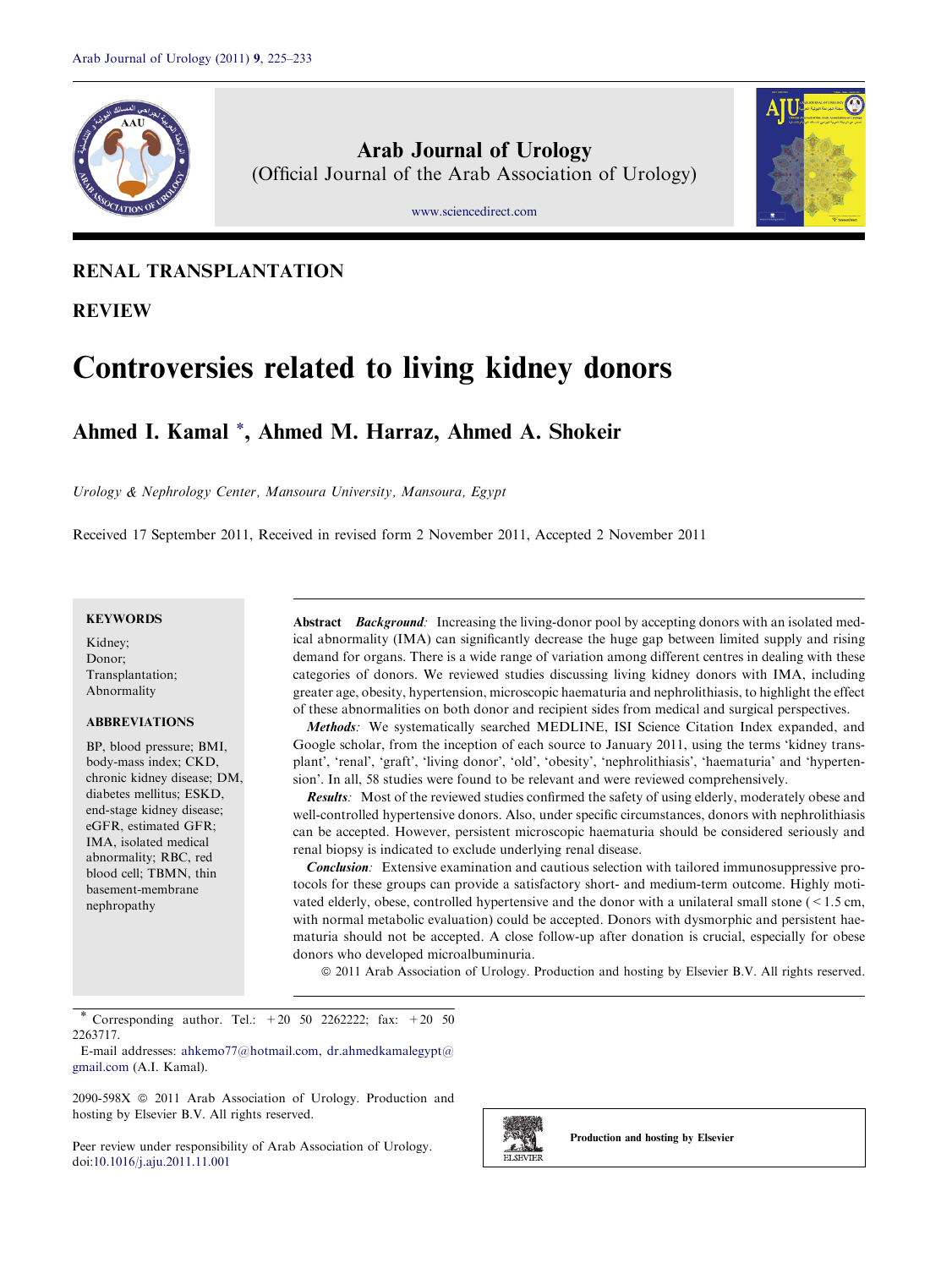RENAL TRANSPLANTATION

REVIEW

# Controversies related to living kidney donors

**Ahmed I. Kamal** *, **Ahmed M. Harraz, Ahmed A. Shokeir**

*Urology & Nephrology Center, Mansoura University, Mansoura, Egypt*

Received 17 September 2011, Received in revised form 2 November 2011, Accepted 2 November 2011

**KEYWORDS**

Kidney;
Donor;
Transplantation;
Abnormality

**ABBREVIATIONS**

BP, blood pressure; BMI, body-mass index; CKD, chronic kidney disease; DM, diabetes mellitus; ESKD, end-stage kidney disease; eGFR, estimated GFR; IMA, isolated medical abnormality; RBC, red blood cell; TBMN, thin basement-membrane nephropathy

**Abstract** ***Background:*** Increasing the living-donor pool by accepting donors with an isolated medical abnormality (IMA) can significantly decrease the huge gap between limited supply and rising demand for organs. There is a wide range of variation among different centres in dealing with these categories of donors. We reviewed studies discussing living kidney donors with IMA, including greater age, obesity, hypertension, microscopic haematuria and nephrolithiasis, to highlight the effect of these abnormalities on both donor and recipient sides from medical and surgical perspectives.

***Methods:*** We systematically searched MEDLINE, ISI Science Citation Index expanded, and Google scholar, from the inception of each source to January 2011, using the terms 'kidney transplant', 'renal', 'graft', 'living donor', 'old', 'obesity', 'nephrolithiasis', 'haematuria' and 'hypertension'. In all, 58 studies were found to be relevant and were reviewed comprehensively.

***Results:*** Most of the reviewed studies confirmed the safety of using elderly, moderately obese and well-controlled hypertensive donors. Also, under specific circumstances, donors with nephrolithiasis can be accepted. However, persistent microscopic haematuria should be considered seriously and renal biopsy is indicated to exclude underlying renal disease.

***Conclusion:*** Extensive examination and cautious selection with tailored immunosuppressive protocols for these groups can provide a satisfactory short- and medium-term outcome. Highly motivated elderly, obese, controlled hypertensive and the donor with a unilateral small stone (< 1.5 cm, with normal metabolic evaluation) could be accepted. Donors with dysmorphic and persistent haematuria should not be accepted. A close follow-up after donation is crucial, especially for obese donors who developed microalbuminuria.

© 2011 Arab Association of Urology. Production and hosting by Elsevier B.V. All rights reserved.

* Corresponding author. Tel.: +20 50 2262222; fax: +20 50 2263717.
E-mail addresses: ahkemo77@hotmail.com, dr.ahmedkamalegypt@gmail.com (A.I. Kamal).

2090-598X © 2011 Arab Association of Urology. Production and hosting by Elsevier B.V. All rights reserved.

Peer review under responsibility of Arab Association of Urology.
doi:10.1016/j.aju.2011.11.001

Production and hosting by Elsevier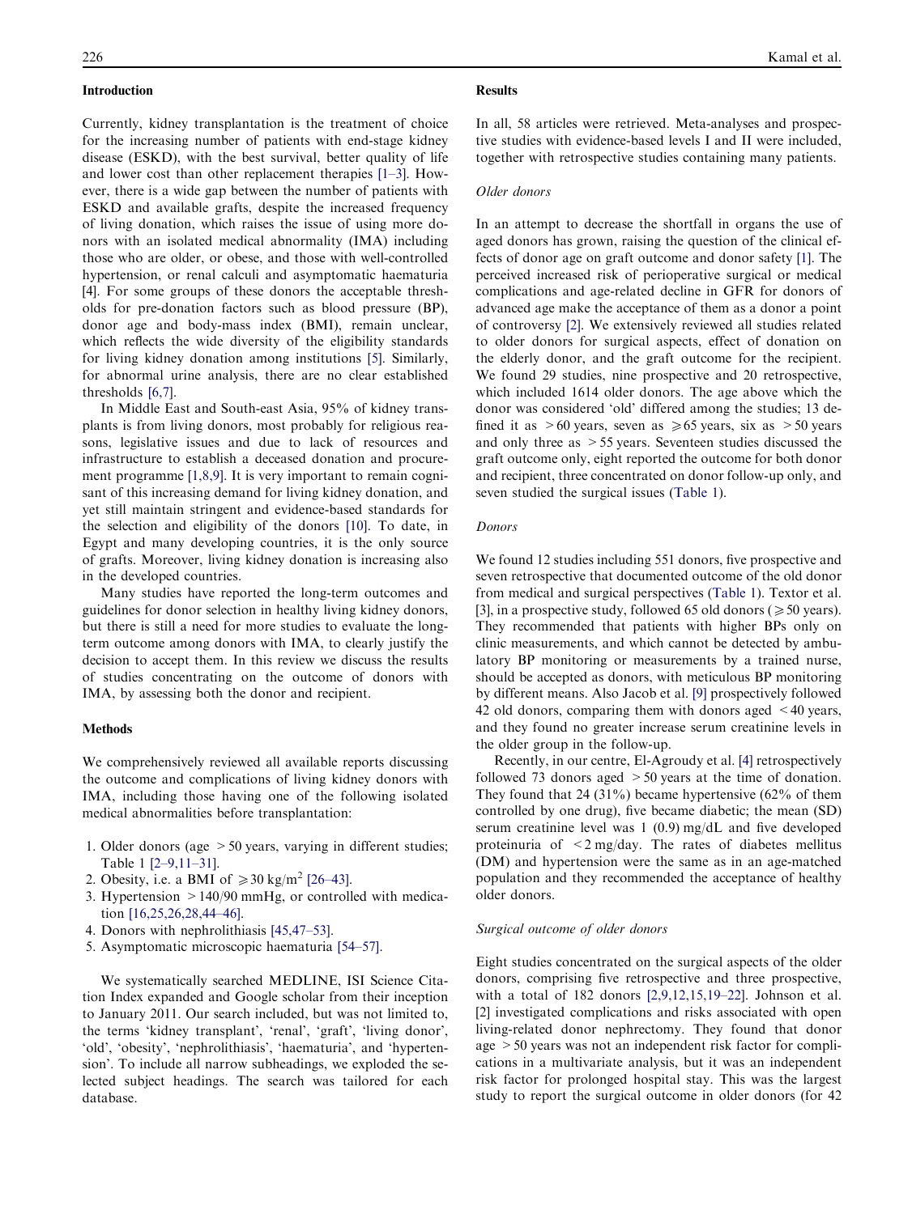## Introduction

Currently, kidney transplantation is the treatment of choice for the increasing number of patients with end-stage kidney disease (ESKD), with the best survival, better quality of life and lower cost than other replacement therapies [1–3]. However, there is a wide gap between the number of patients with ESKD and available grafts, despite the increased frequency of living donation, which raises the issue of using more donors with an isolated medical abnormality (IMA) including those who are older, or obese, and those with well-controlled hypertension, or renal calculi and asymptomatic haematuria [4]. For some groups of these donors the acceptable thresholds for pre-donation factors such as blood pressure (BP), donor age and body-mass index (BMI), remain unclear, which reflects the wide diversity of the eligibility standards for living kidney donation among institutions [5]. Similarly, for abnormal urine analysis, there are no clear established thresholds [6,7].

In Middle East and South-east Asia, 95% of kidney transplants is from living donors, most probably for religious reasons, legislative issues and due to lack of resources and infrastructure to establish a deceased donation and procurement programme [1,8,9]. It is very important to remain cognisant of this increasing demand for living kidney donation, and yet still maintain stringent and evidence-based standards for the selection and eligibility of the donors [10]. To date, in Egypt and many developing countries, it is the only source of grafts. Moreover, living kidney donation is increasing also in the developed countries.

Many studies have reported the long-term outcomes and guidelines for donor selection in healthy living kidney donors, but there is still a need for more studies to evaluate the long-term outcome among donors with IMA, to clearly justify the decision to accept them. In this review we discuss the results of studies concentrating on the outcome of donors with IMA, by assessing both the donor and recipient.

## Methods

We comprehensively reviewed all available reports discussing the outcome and complications of living kidney donors with IMA, including those having one of the following isolated medical abnormalities before transplantation:

1. Older donors (age $>50$ years, varying in different studies; Table 1 [2–9,11–31].
2. Obesity, i.e. a BMI of $\geqslant 30$ kg/m$^2$ [26–43].
3. Hypertension $>140/90$ mmHg, or controlled with medication [16,25,26,28,44–46].
4. Donors with nephrolithiasis [45,47–53].
5. Asymptomatic microscopic haematuria [54–57].

We systematically searched MEDLINE, ISI Science Citation Index expanded and Google scholar from their inception to January 2011. Our search included, but was not limited to, the terms 'kidney transplant', 'renal', 'graft', 'living donor', 'old', 'obesity', 'nephrolithiasis', 'haematuria', and 'hypertension'. To include all narrow subheadings, we exploded the selected subject headings. The search was tailored for each database.

## Results

In all, 58 articles were retrieved. Meta-analyses and prospective studies with evidence-based levels I and II were included, together with retrospective studies containing many patients.

### *Older donors*

In an attempt to decrease the shortfall in organs the use of aged donors has grown, raising the question of the clinical effects of donor age on graft outcome and donor safety [1]. The perceived increased risk of perioperative surgical or medical complications and age-related decline in GFR for donors of advanced age make the acceptance of them as a donor a point of controversy [2]. We extensively reviewed all studies related to older donors for surgical aspects, effect of donation on the elderly donor, and the graft outcome for the recipient. We found 29 studies, nine prospective and 20 retrospective, which included 1614 older donors. The age above which the donor was considered 'old' differed among the studies; 13 defined it as $>60$ years, seven as $\geqslant 65$ years, six as $>50$ years and only three as $>55$ years. Seventeen studies discussed the graft outcome only, eight reported the outcome for both donor and recipient, three concentrated on donor follow-up only, and seven studied the surgical issues (Table 1).

### *Donors*

We found 12 studies including 551 donors, five prospective and seven retrospective that documented outcome of the old donor from medical and surgical perspectives (Table 1). Textor et al. [3], in a prospective study, followed 65 old donors ($\geqslant 50$ years). They recommended that patients with higher BPs only on clinic measurements, and which cannot be detected by ambulatory BP monitoring or measurements by a trained nurse, should be accepted as donors, with meticulous BP monitoring by different means. Also Jacob et al. [9] prospectively followed 42 old donors, comparing them with donors aged $<40$ years, and they found no greater increase serum creatinine levels in the older group in the follow-up.

Recently, in our centre, El-Agroudy et al. [4] retrospectively followed 73 donors aged $>50$ years at the time of donation. They found that 24 (31%) became hypertensive (62% of them controlled by one drug), five became diabetic; the mean (SD) serum creatinine level was 1 (0.9) mg/dL and five developed proteinuria of $<2$ mg/day. The rates of diabetes mellitus (DM) and hypertension were the same as in an age-matched population and they recommended the acceptance of healthy older donors.

### *Surgical outcome of older donors*

Eight studies concentrated on the surgical aspects of the older donors, comprising five retrospective and three prospective, with a total of 182 donors [2,9,12,15,19–22]. Johnson et al. [2] investigated complications and risks associated with open living-related donor nephrectomy. They found that donor age $>50$ years was not an independent risk factor for complications in a multivariate analysis, but it was an independent risk factor for prolonged hospital stay. This was the largest study to report the surgical outcome in older donors (for 42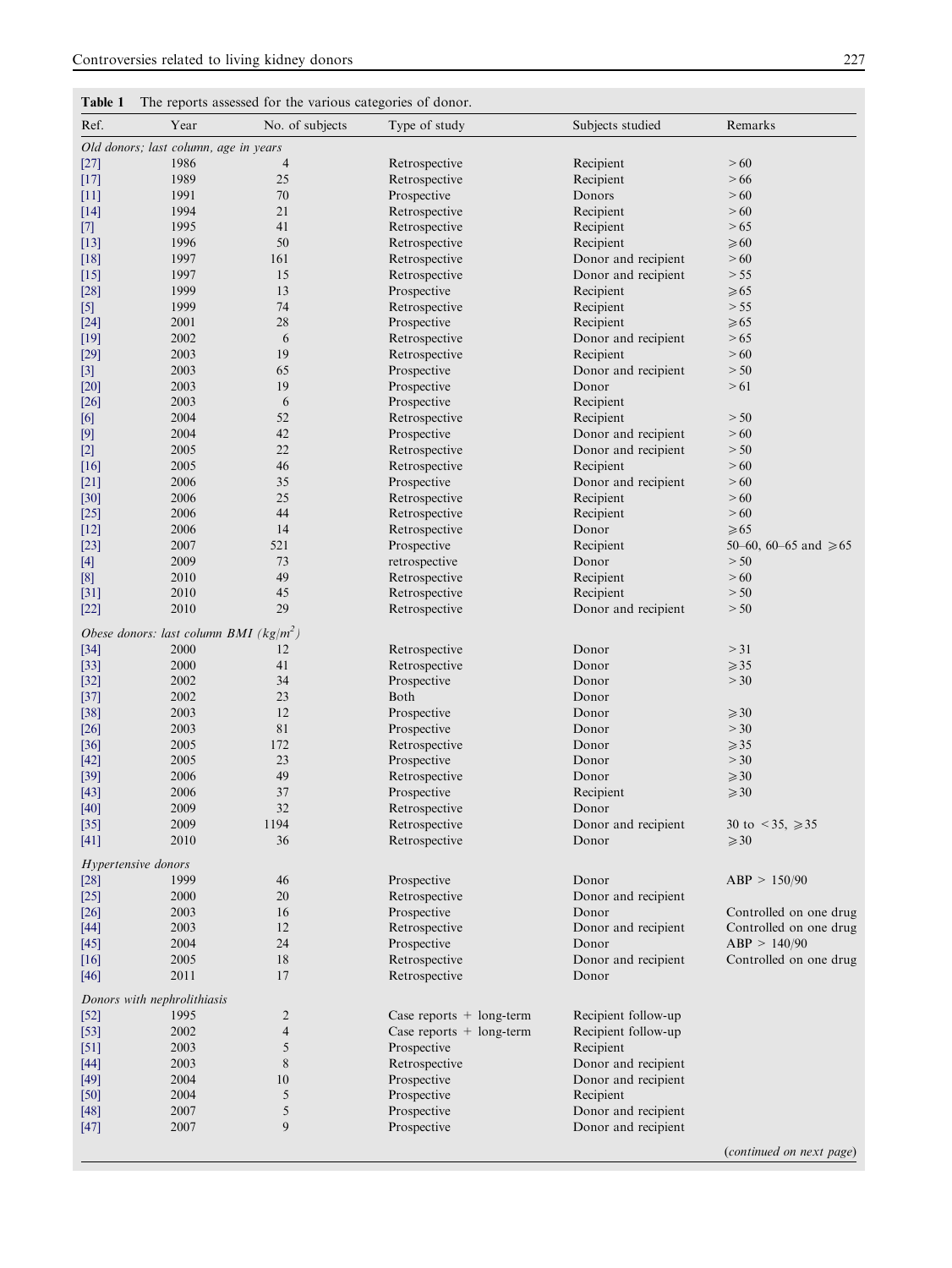**Table 1** The reports assessed for the various categories of donor.

| Ref. | Year | No. of subjects | Type of study | Subjects studied | Remarks |
|---|---|---|---|---|---|
| *Old donors; last column, age in years* | | | | | |
| [27] | 1986 | 4 | Retrospective | Recipient | > 60 |
| [17] | 1989 | 25 | Retrospective | Recipient | > 66 |
| [11] | 1991 | 70 | Prospective | Donors | > 60 |
| [14] | 1994 | 21 | Retrospective | Recipient | > 60 |
| [7] | 1995 | 41 | Retrospective | Recipient | > 65 |
| [13] | 1996 | 50 | Retrospective | Recipient | ⩾60 |
| [18] | 1997 | 161 | Retrospective | Donor and recipient | > 60 |
| [15] | 1997 | 15 | Retrospective | Donor and recipient | > 55 |
| [28] | 1999 | 13 | Prospective | Recipient | ⩾65 |
| [5] | 1999 | 74 | Retrospective | Recipient | > 55 |
| [24] | 2001 | 28 | Prospective | Recipient | ⩾65 |
| [19] | 2002 | 6 | Retrospective | Donor and recipient | > 65 |
| [29] | 2003 | 19 | Retrospective | Recipient | > 60 |
| [3] | 2003 | 65 | Prospective | Donor and recipient | > 50 |
| [20] | 2003 | 19 | Prospective | Donor | > 61 |
| [26] | 2003 | 6 | Prospective | Recipient | |
| [6] | 2004 | 52 | Retrospective | Recipient | > 50 |
| [9] | 2004 | 42 | Prospective | Donor and recipient | > 60 |
| [2] | 2005 | 22 | Retrospective | Donor and recipient | > 50 |
| [16] | 2005 | 46 | Retrospective | Recipient | > 60 |
| [21] | 2006 | 35 | Prospective | Donor and recipient | > 60 |
| [30] | 2006 | 25 | Retrospective | Recipient | > 60 |
| [25] | 2006 | 44 | Retrospective | Recipient | > 60 |
| [12] | 2006 | 14 | Retrospective | Donor | ⩾65 |
| [23] | 2007 | 521 | Prospective | Recipient | 50–60, 60–65 and ⩾65 |
| [4] | 2009 | 73 | retrospective | Donor | > 50 |
| [8] | 2010 | 49 | Retrospective | Recipient | > 60 |
| [31] | 2010 | 45 | Retrospective | Recipient | > 50 |
| [22] | 2010 | 29 | Retrospective | Donor and recipient | > 50 |
| *Obese donors: last column BMI ($kg/m^2$)* | | | | | |
| [34] | 2000 | 12 | Retrospective | Donor | > 31 |
| [33] | 2000 | 41 | Retrospective | Donor | ⩾35 |
| [32] | 2002 | 34 | Prospective | Donor | > 30 |
| [37] | 2002 | 23 | Both | Donor | |
| [38] | 2003 | 12 | Prospective | Donor | ⩾30 |
| [26] | 2003 | 81 | Prospective | Donor | > 30 |
| [36] | 2005 | 172 | Retrospective | Donor | ⩾35 |
| [42] | 2005 | 23 | Prospective | Donor | > 30 |
| [39] | 2006 | 49 | Retrospective | Donor | ⩾30 |
| [43] | 2006 | 37 | Prospective | Recipient | ⩾30 |
| [40] | 2009 | 32 | Retrospective | Donor | |
| [35] | 2009 | 1194 | Retrospective | Donor and recipient | 30 to < 35, ⩾35 |
| [41] | 2010 | 36 | Retrospective | Donor | ⩾30 |
| *Hypertensive donors* | | | | | |
| [28] | 1999 | 46 | Prospective | Donor | ABP > 150/90 |
| [25] | 2000 | 20 | Retrospective | Donor and recipient | |
| [26] | 2003 | 16 | Prospective | Donor | Controlled on one drug |
| [44] | 2003 | 12 | Retrospective | Donor and recipient | Controlled on one drug |
| [45] | 2004 | 24 | Prospective | Donor | ABP > 140/90 |
| [16] | 2005 | 18 | Retrospective | Donor and recipient | Controlled on one drug |
| [46] | 2011 | 17 | Retrospective | Donor | |
| *Donors with nephrolithiasis* | | | | | |
| [52] | 1995 | 2 | Case reports + long-term | Recipient follow-up | |
| [53] | 2002 | 4 | Case reports + long-term | Recipient follow-up | |
| [51] | 2003 | 5 | Prospective | Recipient | |
| [44] | 2003 | 8 | Retrospective | Donor and recipient | |
| [49] | 2004 | 10 | Prospective | Donor and recipient | |
| [50] | 2004 | 5 | Prospective | Recipient | |
| [48] | 2007 | 5 | Prospective | Donor and recipient | |
| [47] | 2007 | 9 | Prospective | Donor and recipient | |

(*continued on next page*)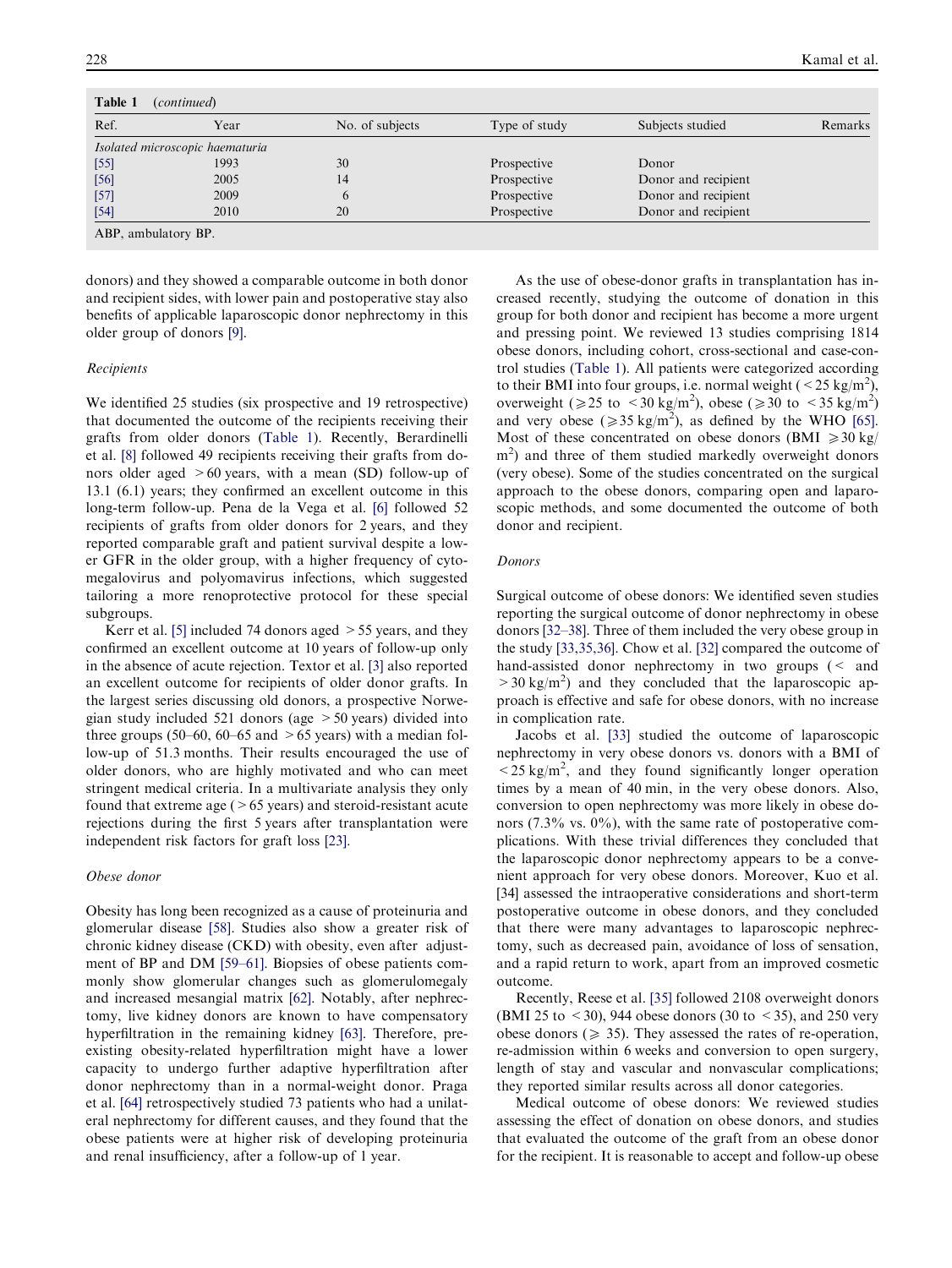**Table 1** (*continued*)

| Ref. | Year | No. of subjects | Type of study | Subjects studied | Remarks |
|---|---|---|---|---|---|
| *Isolated microscopic haematuria* | | | | | |
| [55] | 1993 | 30 | Prospective | Donor | |
| [56] | 2005 | 14 | Prospective | Donor and recipient | |
| [57] | 2009 | 6 | Prospective | Donor and recipient | |
| [54] | 2010 | 20 | Prospective | Donor and recipient | |

ABP, ambulatory BP.

donors) and they showed a comparable outcome in both donor and recipient sides, with lower pain and postoperative stay also benefits of applicable laparoscopic donor nephrectomy in this older group of donors [9].

*Recipients*

We identified 25 studies (six prospective and 19 retrospective) that documented the outcome of the recipients receiving their grafts from older donors (Table 1). Recently, Berardinelli et al. [8] followed 49 recipients receiving their grafts from donors older aged >60 years, with a mean (SD) follow-up of 13.1 (6.1) years; they confirmed an excellent outcome in this long-term follow-up. Pena de la Vega et al. [6] followed 52 recipients of grafts from older donors for 2 years, and they reported comparable graft and patient survival despite a lower GFR in the older group, with a higher frequency of cytomegalovirus and polyomavirus infections, which suggested tailoring a more renoprotective protocol for these special subgroups.

Kerr et al. [5] included 74 donors aged >55 years, and they confirmed an excellent outcome at 10 years of follow-up only in the absence of acute rejection. Textor et al. [3] also reported an excellent outcome for recipients of older donor grafts. In the largest series discussing old donors, a prospective Norwegian study included 521 donors (age >50 years) divided into three groups (50–60, 60–65 and >65 years) with a median follow-up of 51.3 months. Their results encouraged the use of older donors, who are highly motivated and who can meet stringent medical criteria. In a multivariate analysis they only found that extreme age (>65 years) and steroid-resistant acute rejections during the first 5 years after transplantation were independent risk factors for graft loss [23].

*Obese donor*

Obesity has long been recognized as a cause of proteinuria and glomerular disease [58]. Studies also show a greater risk of chronic kidney disease (CKD) with obesity, even after adjustment of BP and DM [59–61]. Biopsies of obese patients commonly show glomerular changes such as glomerulomegaly and increased mesangial matrix [62]. Notably, after nephrectomy, live kidney donors are known to have compensatory hyperfiltration in the remaining kidney [63]. Therefore, pre-existing obesity-related hyperfiltration might have a lower capacity to undergo further adaptive hyperfiltration after donor nephrectomy than in a normal-weight donor. Praga et al. [64] retrospectively studied 73 patients who had a unilateral nephrectomy for different causes, and they found that the obese patients were at higher risk of developing proteinuria and renal insufficiency, after a follow-up of 1 year.

As the use of obese-donor grafts in transplantation has increased recently, studying the outcome of donation in this group for both donor and recipient has become a more urgent and pressing point. We reviewed 13 studies comprising 1814 obese donors, including cohort, cross-sectional and case-control studies (Table 1). All patients were categorized according to their BMI into four groups, i.e. normal weight ($<25$ kg/m$^2$), overweight ($\geqslant 25$ to $<30$ kg/m$^2$), obese ($\geqslant 30$ to $<35$ kg/m$^2$) and very obese ($\geqslant 35$ kg/m$^2$), as defined by the WHO [65]. Most of these concentrated on obese donors (BMI $\geqslant 30$ kg/m$^2$) and three of them studied markedly overweight donors (very obese). Some of the studies concentrated on the surgical approach to the obese donors, comparing open and laparoscopic methods, and some documented the outcome of both donor and recipient.

*Donors*

Surgical outcome of obese donors: We identified seven studies reporting the surgical outcome of donor nephrectomy in obese donors [32–38]. Three of them included the very obese group in the study [33,35,36]. Chow et al. [32] compared the outcome of hand-assisted donor nephrectomy in two groups (< and >30 kg/m$^2$) and they concluded that the laparoscopic approach is effective and safe for obese donors, with no increase in complication rate.

Jacobs et al. [33] studied the outcome of laparoscopic nephrectomy in very obese donors vs. donors with a BMI of $<25$ kg/m$^2$, and they found significantly longer operation times by a mean of 40 min, in the very obese donors. Also, conversion to open nephrectomy was more likely in obese donors (7.3% vs. 0%), with the same rate of postoperative complications. With these trivial differences they concluded that the laparoscopic donor nephrectomy appears to be a convenient approach for very obese donors. Moreover, Kuo et al. [34] assessed the intraoperative considerations and short-term postoperative outcome in obese donors, and they concluded that there were many advantages to laparoscopic nephrectomy, such as decreased pain, avoidance of loss of sensation, and a rapid return to work, apart from an improved cosmetic outcome.

Recently, Reese et al. [35] followed 2108 overweight donors (BMI 25 to <30), 944 obese donors (30 to <35), and 250 very obese donors ($\geqslant$ 35). They assessed the rates of re-operation, re-admission within 6 weeks and conversion to open surgery, length of stay and vascular and nonvascular complications; they reported similar results across all donor categories.

Medical outcome of obese donors: We reviewed studies assessing the effect of donation on obese donors, and studies that evaluated the outcome of the graft from an obese donor for the recipient. It is reasonable to accept and follow-up obese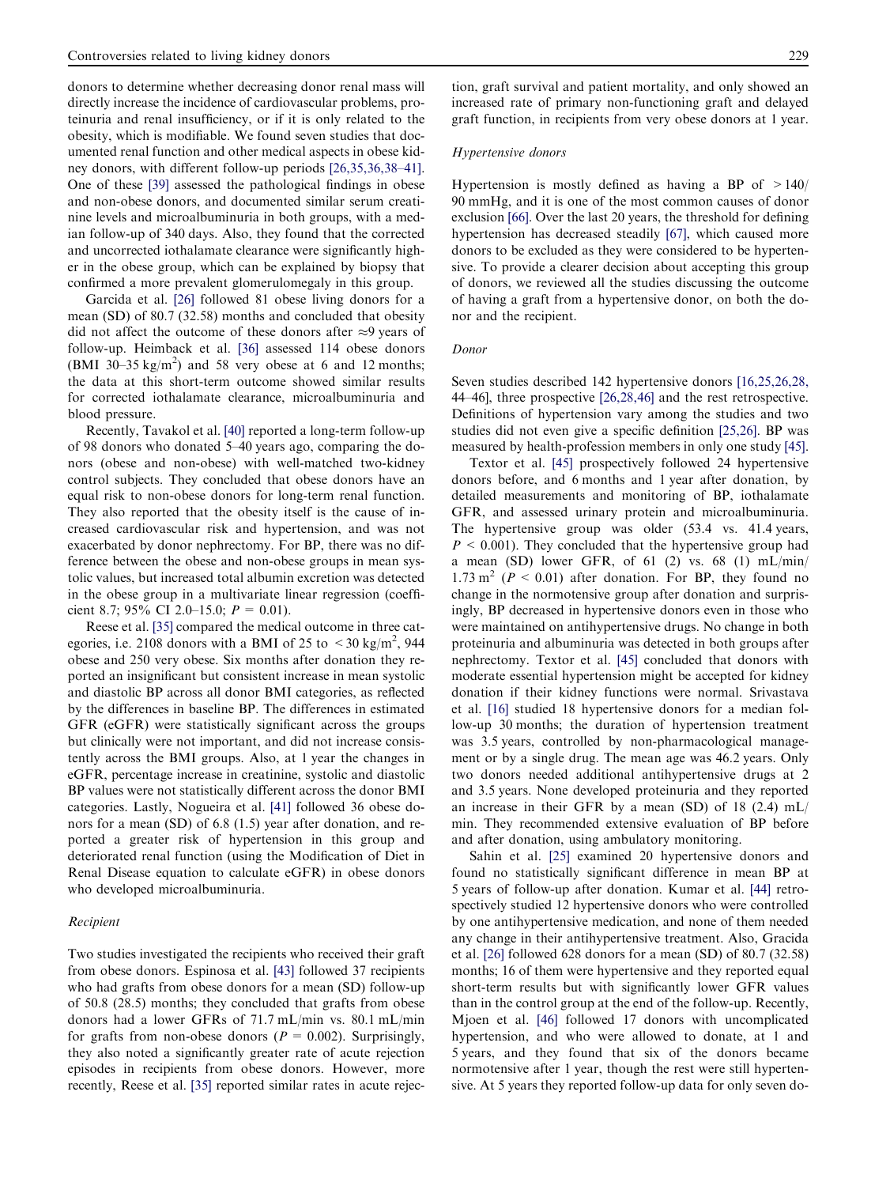donors to determine whether decreasing donor renal mass will directly increase the incidence of cardiovascular problems, proteinuria and renal insufficiency, or if it is only related to the obesity, which is modifiable. We found seven studies that documented renal function and other medical aspects in obese kidney donors, with different follow-up periods [26,35,36,38–41]. One of these [39] assessed the pathological findings in obese and non-obese donors, and documented similar serum creatinine levels and microalbuminuria in both groups, with a median follow-up of 340 days. Also, they found that the corrected and uncorrected iothalamate clearance were significantly higher in the obese group, which can be explained by biopsy that confirmed a more prevalent glomerulomegaly in this group.

Garcida et al. [26] followed 81 obese living donors for a mean (SD) of 80.7 (32.58) months and concluded that obesity did not affect the outcome of these donors after ≈9 years of follow-up. Heimback et al. [36] assessed 114 obese donors (BMI 30–35 kg/m$^2$) and 58 very obese at 6 and 12 months; the data at this short-term outcome showed similar results for corrected iothalamate clearance, microalbuminuria and blood pressure.

Recently, Tavakol et al. [40] reported a long-term follow-up of 98 donors who donated 5–40 years ago, comparing the donors (obese and non-obese) with well-matched two-kidney control subjects. They concluded that obese donors have an equal risk to non-obese donors for long-term renal function. They also reported that the obesity itself is the cause of increased cardiovascular risk and hypertension, and was not exacerbated by donor nephrectomy. For BP, there was no difference between the obese and non-obese groups in mean systolic values, but increased total albumin excretion was detected in the obese group in a multivariate linear regression (coefficient 8.7; 95% CI 2.0–15.0; $P = 0.01$).

Reese et al. [35] compared the medical outcome in three categories, i.e. 2108 donors with a BMI of 25 to < 30 kg/m$^2$, 944 obese and 250 very obese. Six months after donation they reported an insignificant but consistent increase in mean systolic and diastolic BP across all donor BMI categories, as reflected by the differences in baseline BP. The differences in estimated GFR (eGFR) were statistically significant across the groups but clinically were not important, and did not increase consistently across the BMI groups. Also, at 1 year the changes in eGFR, percentage increase in creatinine, systolic and diastolic BP values were not statistically different across the donor BMI categories. Lastly, Nogueira et al. [41] followed 36 obese donors for a mean (SD) of 6.8 (1.5) year after donation, and reported a greater risk of hypertension in this group and deteriorated renal function (using the Modification of Diet in Renal Disease equation to calculate eGFR) in obese donors who developed microalbuminuria.

### *Recipient*

Two studies investigated the recipients who received their graft from obese donors. Espinosa et al. [43] followed 37 recipients who had grafts from obese donors for a mean (SD) follow-up of 50.8 (28.5) months; they concluded that grafts from obese donors had a lower GFRs of 71.7 mL/min vs. 80.1 mL/min for grafts from non-obese donors ($P = 0.002$). Surprisingly, they also noted a significantly greater rate of acute rejection episodes in recipients from obese donors. However, more recently, Reese et al. [35] reported similar rates in acute rejection, graft survival and patient mortality, and only showed an increased rate of primary non-functioning graft and delayed graft function, in recipients from very obese donors at 1 year.

### *Hypertensive donors*

Hypertension is mostly defined as having a BP of > 140/90 mmHg, and it is one of the most common causes of donor exclusion [66]. Over the last 20 years, the threshold for defining hypertension has decreased steadily [67], which caused more donors to be excluded as they were considered to be hypertensive. To provide a clearer decision about accepting this group of donors, we reviewed all the studies discussing the outcome of having a graft from a hypertensive donor, on both the donor and the recipient.

### *Donor*

Seven studies described 142 hypertensive donors [16,25,26,28,44–46], three prospective [26,28,46] and the rest retrospective. Definitions of hypertension vary among the studies and two studies did not even give a specific definition [25,26]. BP was measured by health-profession members in only one study [45].

Textor et al. [45] prospectively followed 24 hypertensive donors before, and 6 months and 1 year after donation, by detailed measurements and monitoring of BP, iothalamate GFR, and assessed urinary protein and microalbuminuria. The hypertensive group was older (53.4 vs. 41.4 years, $P < 0.001$). They concluded that the hypertensive group had a mean (SD) lower GFR, of 61 (2) vs. 68 (1) mL/min/1.73 m$^2$ ($P < 0.01$) after donation. For BP, they found no change in the normotensive group after donation and surprisingly, BP decreased in hypertensive donors even in those who were maintained on antihypertensive drugs. No change in both proteinuria and albuminuria was detected in both groups after nephrectomy. Textor et al. [45] concluded that donors with moderate essential hypertension might be accepted for kidney donation if their kidney functions were normal. Srivastava et al. [16] studied 18 hypertensive donors for a median follow-up 30 months; the duration of hypertension treatment was 3.5 years, controlled by non-pharmacological management or by a single drug. The mean age was 46.2 years. Only two donors needed additional antihypertensive drugs at 2 and 3.5 years. None developed proteinuria and they reported an increase in their GFR by a mean (SD) of 18 (2.4) mL/min. They recommended extensive evaluation of BP before and after donation, using ambulatory monitoring.

Sahin et al. [25] examined 20 hypertensive donors and found no statistically significant difference in mean BP at 5 years of follow-up after donation. Kumar et al. [44] retrospectively studied 12 hypertensive donors who were controlled by one antihypertensive medication, and none of them needed any change in their antihypertensive treatment. Also, Gracida et al. [26] followed 628 donors for a mean (SD) of 80.7 (32.58) months; 16 of them were hypertensive and they reported equal short-term results but with significantly lower GFR values than in the control group at the end of the follow-up. Recently, Mjoen et al. [46] followed 17 donors with uncomplicated hypertension, and who were allowed to donate, at 1 and 5 years, and they found that six of the donors became normotensive after 1 year, though the rest were still hypertensive. At 5 years they reported follow-up data for only seven do-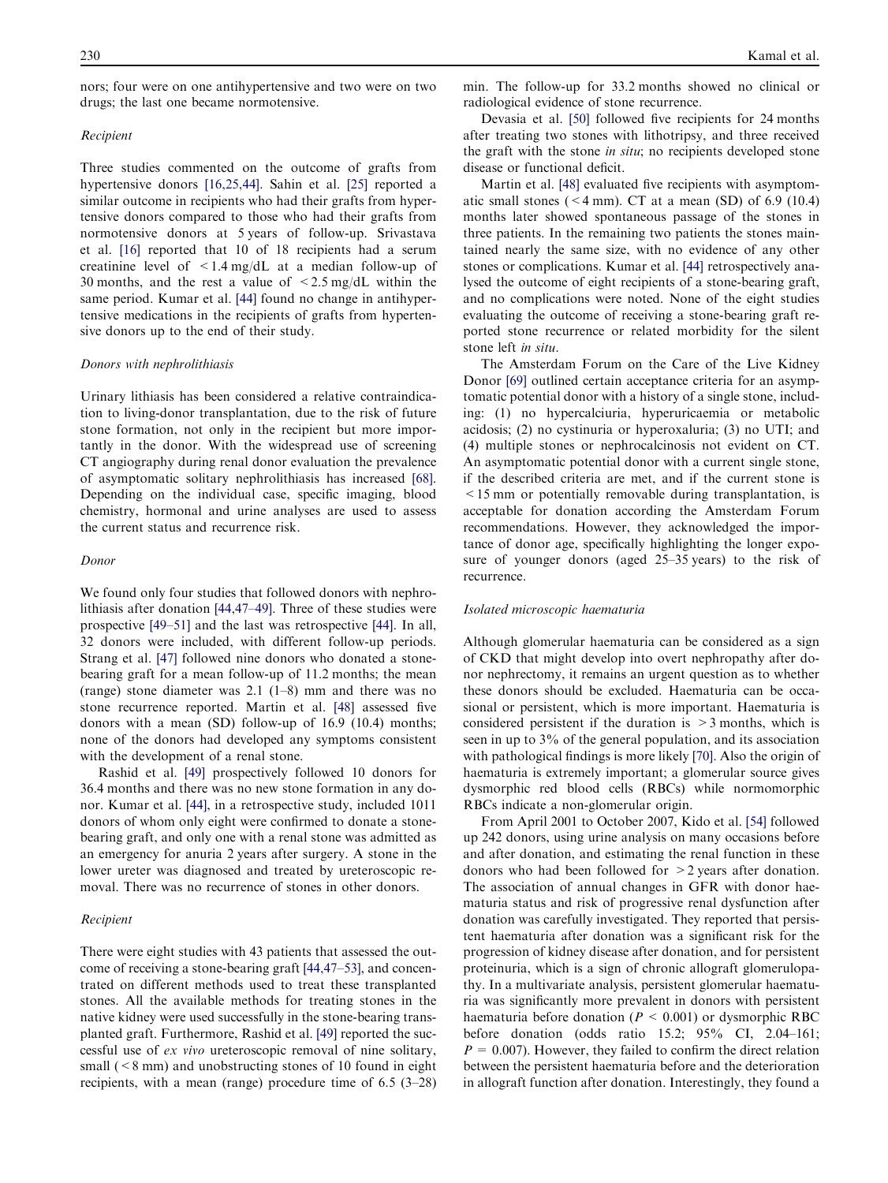nors; four were on one antihypertensive and two were on two drugs; the last one became normotensive.

*Recipient*

Three studies commented on the outcome of grafts from hypertensive donors [16,25,44]. Sahin et al. [25] reported a similar outcome in recipients who had their grafts from hypertensive donors compared to those who had their grafts from normotensive donors at 5 years of follow-up. Srivastava et al. [16] reported that 10 of 18 recipients had a serum creatinine level of < 1.4 mg/dL at a median follow-up of 30 months, and the rest a value of < 2.5 mg/dL within the same period. Kumar et al. [44] found no change in antihypertensive medications in the recipients of grafts from hypertensive donors up to the end of their study.

*Donors with nephrolithiasis*

Urinary lithiasis has been considered a relative contraindication to living-donor transplantation, due to the risk of future stone formation, not only in the recipient but more importantly in the donor. With the widespread use of screening CT angiography during renal donor evaluation the prevalence of asymptomatic solitary nephrolithiasis has increased [68]. Depending on the individual case, specific imaging, blood chemistry, hormonal and urine analyses are used to assess the current status and recurrence risk.

*Donor*

We found only four studies that followed donors with nephrolithiasis after donation [44,47–49]. Three of these studies were prospective [49–51] and the last was retrospective [44]. In all, 32 donors were included, with different follow-up periods. Strang et al. [47] followed nine donors who donated a stone-bearing graft for a mean follow-up of 11.2 months; the mean (range) stone diameter was 2.1 (1–8) mm and there was no stone recurrence reported. Martin et al. [48] assessed five donors with a mean (SD) follow-up of 16.9 (10.4) months; none of the donors had developed any symptoms consistent with the development of a renal stone.

Rashid et al. [49] prospectively followed 10 donors for 36.4 months and there was no new stone formation in any donor. Kumar et al. [44], in a retrospective study, included 1011 donors of whom only eight were confirmed to donate a stone-bearing graft, and only one with a renal stone was admitted as an emergency for anuria 2 years after surgery. A stone in the lower ureter was diagnosed and treated by ureteroscopic removal. There was no recurrence of stones in other donors.

*Recipient*

There were eight studies with 43 patients that assessed the outcome of receiving a stone-bearing graft [44,47–53], and concentrated on different methods used to treat these transplanted stones. All the available methods for treating stones in the native kidney were used successfully in the stone-bearing transplanted graft. Furthermore, Rashid et al. [49] reported the successful use of *ex vivo* ureteroscopic removal of nine solitary, small (< 8 mm) and unobstructing stones of 10 found in eight recipients, with a mean (range) procedure time of 6.5 (3–28) min. The follow-up for 33.2 months showed no clinical or radiological evidence of stone recurrence.

Devasia et al. [50] followed five recipients for 24 months after treating two stones with lithotripsy, and three received the graft with the stone *in situ*; no recipients developed stone disease or functional deficit.

Martin et al. [48] evaluated five recipients with asymptomatic small stones (< 4 mm). CT at a mean (SD) of 6.9 (10.4) months later showed spontaneous passage of the stones in three patients. In the remaining two patients the stones maintained nearly the same size, with no evidence of any other stones or complications. Kumar et al. [44] retrospectively analysed the outcome of eight recipients of a stone-bearing graft, and no complications were noted. None of the eight studies evaluating the outcome of receiving a stone-bearing graft reported stone recurrence or related morbidity for the silent stone left *in situ*.

The Amsterdam Forum on the Care of the Live Kidney Donor [69] outlined certain acceptance criteria for an asymptomatic potential donor with a history of a single stone, including: (1) no hypercalciuria, hyperuricaemia or metabolic acidosis; (2) no cystinuria or hyperoxaluria; (3) no UTI; and (4) multiple stones or nephrocalcinosis not evident on CT. An asymptomatic potential donor with a current single stone, if the described criteria are met, and if the current stone is < 15 mm or potentially removable during transplantation, is acceptable for donation according the Amsterdam Forum recommendations. However, they acknowledged the importance of donor age, specifically highlighting the longer exposure of younger donors (aged 25–35 years) to the risk of recurrence.

*Isolated microscopic haematuria*

Although glomerular haematuria can be considered as a sign of CKD that might develop into overt nephropathy after donor nephrectomy, it remains an urgent question as to whether these donors should be excluded. Haematuria can be occasional or persistent, which is more important. Haematuria is considered persistent if the duration is > 3 months, which is seen in up to 3% of the general population, and its association with pathological findings is more likely [70]. Also the origin of haematuria is extremely important; a glomerular source gives dysmorphic red blood cells (RBCs) while normomorphic RBCs indicate a non-glomerular origin.

From April 2001 to October 2007, Kido et al. [54] followed up 242 donors, using urine analysis on many occasions before and after donation, and estimating the renal function in these donors who had been followed for > 2 years after donation. The association of annual changes in GFR with donor haematuria status and risk of progressive renal dysfunction after donation was carefully investigated. They reported that persistent haematuria after donation was a significant risk for the progression of kidney disease after donation, and for persistent proteinuria, which is a sign of chronic allograft glomerulopathy. In a multivariate analysis, persistent glomerular haematuria was significantly more prevalent in donors with persistent haematuria before donation ($P < 0.001$) or dysmorphic RBC before donation (odds ratio 15.2; 95% CI, 2.04–161; $P = 0.007$). However, they failed to confirm the direct relation between the persistent haematuria before and the deterioration in allograft function after donation. Interestingly, they found a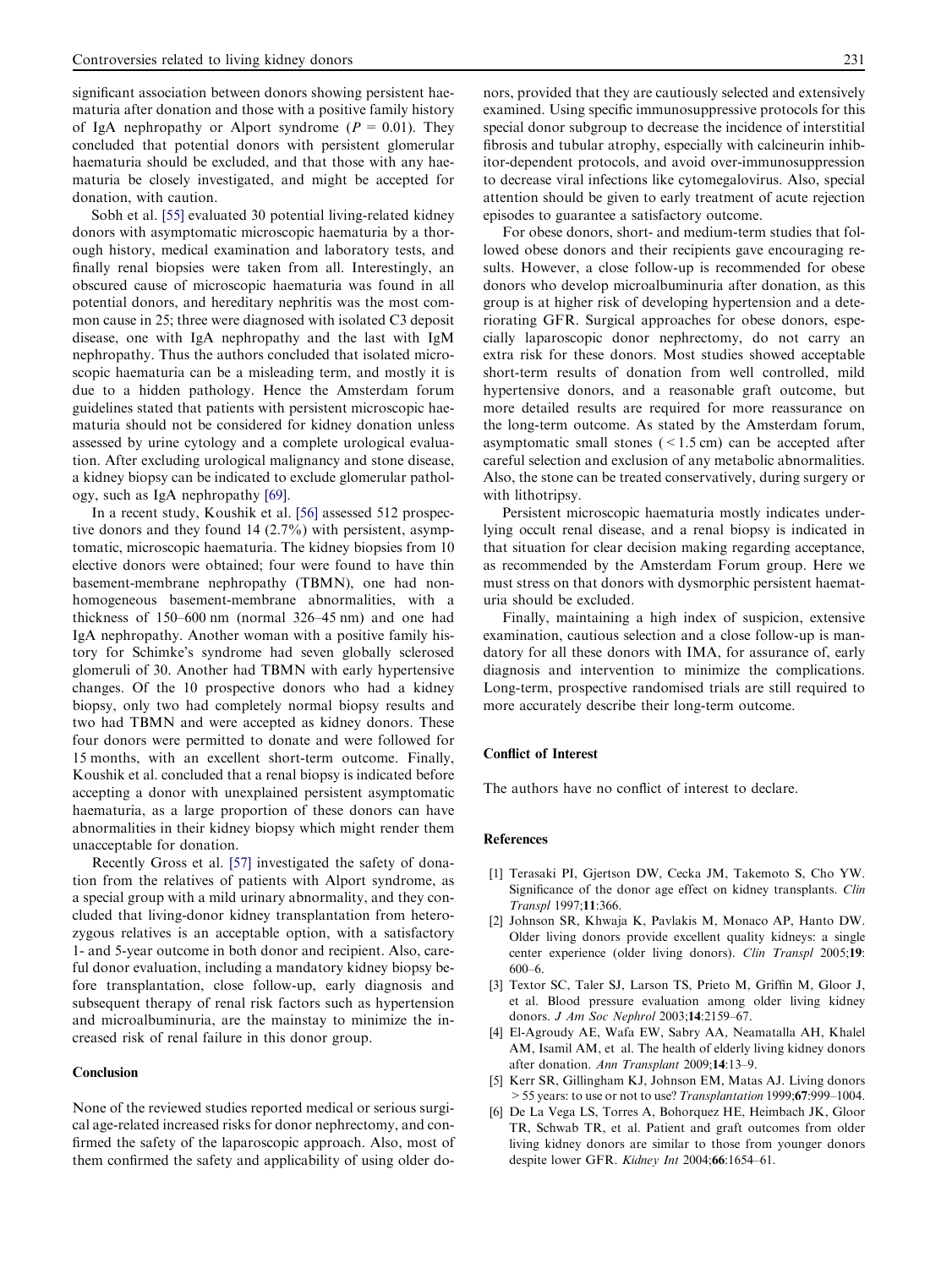significant association between donors showing persistent haematuria after donation and those with a positive family history of IgA nephropathy or Alport syndrome ($P = 0.01$). They concluded that potential donors with persistent glomerular haematuria should be excluded, and that those with any haematuria be closely investigated, and might be accepted for donation, with caution.

Sobh et al. [55] evaluated 30 potential living-related kidney donors with asymptomatic microscopic haematuria by a thorough history, medical examination and laboratory tests, and finally renal biopsies were taken from all. Interestingly, an obscured cause of microscopic haematuria was found in all potential donors, and hereditary nephritis was the most common cause in 25; three were diagnosed with isolated C3 deposit disease, one with IgA nephropathy and the last with IgM nephropathy. Thus the authors concluded that isolated microscopic haematuria can be a misleading term, and mostly it is due to a hidden pathology. Hence the Amsterdam forum guidelines stated that patients with persistent microscopic haematuria should not be considered for kidney donation unless assessed by urine cytology and a complete urological evaluation. After excluding urological malignancy and stone disease, a kidney biopsy can be indicated to exclude glomerular pathology, such as IgA nephropathy [69].

In a recent study, Koushik et al. [56] assessed 512 prospective donors and they found 14 (2.7%) with persistent, asymptomatic, microscopic haematuria. The kidney biopsies from 10 elective donors were obtained; four were found to have thin basement-membrane nephropathy (TBMN), one had non-homogeneous basement-membrane abnormalities, with a thickness of 150–600 nm (normal 326–45 nm) and one had IgA nephropathy. Another woman with a positive family history for Schimke's syndrome had seven globally sclerosed glomeruli of 30. Another had TBMN with early hypertensive changes. Of the 10 prospective donors who had a kidney biopsy, only two had completely normal biopsy results and two had TBMN and were accepted as kidney donors. These four donors were permitted to donate and were followed for 15 months, with an excellent short-term outcome. Finally, Koushik et al. concluded that a renal biopsy is indicated before accepting a donor with unexplained persistent asymptomatic haematuria, as a large proportion of these donors can have abnormalities in their kidney biopsy which might render them unacceptable for donation.

Recently Gross et al. [57] investigated the safety of donation from the relatives of patients with Alport syndrome, as a special group with a mild urinary abnormality, and they concluded that living-donor kidney transplantation from heterozygous relatives is an acceptable option, with a satisfactory 1- and 5-year outcome in both donor and recipient. Also, careful donor evaluation, including a mandatory kidney biopsy before transplantation, close follow-up, early diagnosis and subsequent therapy of renal risk factors such as hypertension and microalbuminuria, are the mainstay to minimize the increased risk of renal failure in this donor group.

## Conclusion

None of the reviewed studies reported medical or serious surgical age-related increased risks for donor nephrectomy, and confirmed the safety of the laparoscopic approach. Also, most of them confirmed the safety and applicability of using older donors, provided that they are cautiously selected and extensively examined. Using specific immunosuppressive protocols for this special donor subgroup to decrease the incidence of interstitial fibrosis and tubular atrophy, especially with calcineurin inhibitor-dependent protocols, and avoid over-immunosuppression to decrease viral infections like cytomegalovirus. Also, special attention should be given to early treatment of acute rejection episodes to guarantee a satisfactory outcome.

For obese donors, short- and medium-term studies that followed obese donors and their recipients gave encouraging results. However, a close follow-up is recommended for obese donors who develop microalbuminuria after donation, as this group is at higher risk of developing hypertension and a deteriorating GFR. Surgical approaches for obese donors, especially laparoscopic donor nephrectomy, do not carry an extra risk for these donors. Most studies showed acceptable short-term results of donation from well controlled, mild hypertensive donors, and a reasonable graft outcome, but more detailed results are required for more reassurance on the long-term outcome. As stated by the Amsterdam forum, asymptomatic small stones (< 1.5 cm) can be accepted after careful selection and exclusion of any metabolic abnormalities. Also, the stone can be treated conservatively, during surgery or with lithotripsy.

Persistent microscopic haematuria mostly indicates underlying occult renal disease, and a renal biopsy is indicated in that situation for clear decision making regarding acceptance, as recommended by the Amsterdam Forum group. Here we must stress on that donors with dysmorphic persistent haematuria should be excluded.

Finally, maintaining a high index of suspicion, extensive examination, cautious selection and a close follow-up is mandatory for all these donors with IMA, for assurance of, early diagnosis and intervention to minimize the complications. Long-term, prospective randomised trials are still required to more accurately describe their long-term outcome.

## Conflict of Interest

The authors have no conflict of interest to declare.

## References

[1] Terasaki PI, Gjertson DW, Cecka JM, Takemoto S, Cho YW. Significance of the donor age effect on kidney transplants. *Clin Transpl* 1997;**11**:366.

[2] Johnson SR, Khwaja K, Pavlakis M, Monaco AP, Hanto DW. Older living donors provide excellent quality kidneys: a single center experience (older living donors). *Clin Transpl* 2005;**19**: 600–6.

[3] Textor SC, Taler SJ, Larson TS, Prieto M, Griffin M, Gloor J, et al. Blood pressure evaluation among older living kidney donors. *J Am Soc Nephrol* 2003;**14**:2159–67.

[4] El-Agroudy AE, Wafa EW, Sabry AA, Neamatalla AH, Khalel AM, Isamil AM, et al. The health of elderly living kidney donors after donation. *Ann Transplant* 2009;**14**:13–9.

[5] Kerr SR, Gillingham KJ, Johnson EM, Matas AJ. Living donors > 55 years: to use or not to use? *Transplantation* 1999;**67**:999–1004.

[6] De La Vega LS, Torres A, Bohorquez HE, Heimbach JK, Gloor TR, Schwab TR, et al. Patient and graft outcomes from older living kidney donors are similar to those from younger donors despite lower GFR. *Kidney Int* 2004;**66**:1654–61.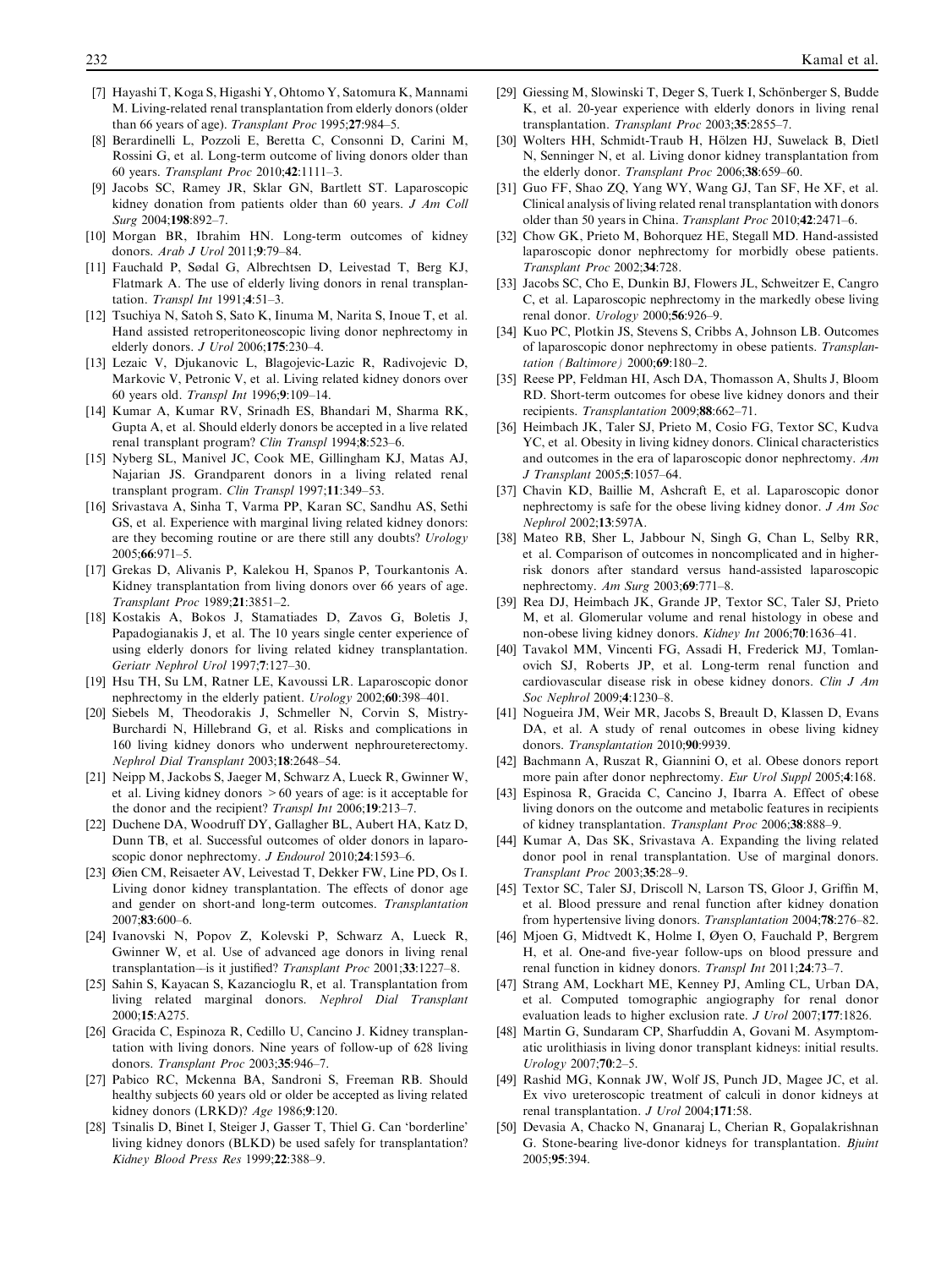[7] Hayashi T, Koga S, Higashi Y, Ohtomo Y, Satomura K, Mannami M. Living-related renal transplantation from elderly donors (older than 66 years of age). *Transplant Proc* 1995;**27**:984–5.

[8] Berardinelli L, Pozzoli E, Beretta C, Consonni D, Carini M, Rossini G, et al. Long-term outcome of living donors older than 60 years. *Transplant Proc* 2010;**42**:1111–3.

[9] Jacobs SC, Ramey JR, Sklar GN, Bartlett ST. Laparoscopic kidney donation from patients older than 60 years. *J Am Coll Surg* 2004;**198**:892–7.

[10] Morgan BR, Ibrahim HN. Long-term outcomes of kidney donors. *Arab J Urol* 2011;**9**:79–84.

[11] Fauchald P, Sødal G, Albrechtsen D, Leivestad T, Berg KJ, Flatmark A. The use of elderly living donors in renal transplantation. *Transpl Int* 1991;**4**:51–3.

[12] Tsuchiya N, Satoh S, Sato K, Iinuma M, Narita S, Inoue T, et al. Hand assisted retroperitoneoscopic living donor nephrectomy in elderly donors. *J Urol* 2006;**175**:230–4.

[13] Lezaic V, Djukanovic L, Blagojevic-Lazic R, Radivojevic D, Markovic V, Petronic V, et al. Living related kidney donors over 60 years old. *Transpl Int* 1996;**9**:109–14.

[14] Kumar A, Kumar RV, Srinadh ES, Bhandari M, Sharma RK, Gupta A, et al. Should elderly donors be accepted in a live related renal transplant program? *Clin Transpl* 1994;**8**:523–6.

[15] Nyberg SL, Manivel JC, Cook ME, Gillingham KJ, Matas AJ, Najarian JS. Grandparent donors in a living related renal transplant program. *Clin Transpl* 1997;**11**:349–53.

[16] Srivastava A, Sinha T, Varma PP, Karan SC, Sandhu AS, Sethi GS, et al. Experience with marginal living related kidney donors: are they becoming routine or are there still any doubts? *Urology* 2005;**66**:971–5.

[17] Grekas D, Alivanis P, Kalekou H, Spanos P, Tourkantonis A. Kidney transplantation from living donors over 66 years of age. *Transplant Proc* 1989;**21**:3851–2.

[18] Kostakis A, Bokos J, Stamatiades D, Zavos G, Boletis J, Papadogianakis J, et al. The 10 years single center experience of using elderly donors for living related kidney transplantation. *Geriatr Nephrol Urol* 1997;**7**:127–30.

[19] Hsu TH, Su LM, Ratner LE, Kavoussi LR. Laparoscopic donor nephrectomy in the elderly patient. *Urology* 2002;**60**:398–401.

[20] Siebels M, Theodorakis J, Schmeller N, Corvin S, Mistry-Burchardi N, Hillebrand G, et al. Risks and complications in 160 living kidney donors who underwent nephroureterectomy. *Nephrol Dial Transplant* 2003;**18**:2648–54.

[21] Neipp M, Jackobs S, Jaeger M, Schwarz A, Lueck R, Gwinner W, et al. Living kidney donors >60 years of age: is it acceptable for the donor and the recipient? *Transpl Int* 2006;**19**:213–7.

[22] Duchene DA, Woodruff DY, Gallagher BL, Aubert HA, Katz D, Dunn TB, et al. Successful outcomes of older donors in laparoscopic donor nephrectomy. *J Endourol* 2010;**24**:1593–6.

[23] Øien CM, Reisaeter AV, Leivestad T, Dekker FW, Line PD, Os I. Living donor kidney transplantation. The effects of donor age and gender on short-and long-term outcomes. *Transplantation* 2007;**83**:600–6.

[24] Ivanovski N, Popov Z, Kolevski P, Schwarz A, Lueck R, Gwinner W, et al. Use of advanced age donors in living renal transplantation—is it justified? *Transplant Proc* 2001;**33**:1227–8.

[25] Sahin S, Kayacan S, Kazancioglu R, et al. Transplantation from living related marginal donors. *Nephrol Dial Transplant* 2000;**15**:A275.

[26] Gracida C, Espinoza R, Cedillo U, Cancino J. Kidney transplantation with living donors. Nine years of follow-up of 628 living donors. *Transplant Proc* 2003;**35**:946–7.

[27] Pabico RC, Mckenna BA, Sandroni S, Freeman RB. Should healthy subjects 60 years old or older be accepted as living related kidney donors (LRKD)? *Age* 1986;**9**:120.

[28] Tsinalis D, Binet I, Steiger J, Gasser T, Thiel G. Can 'borderline' living kidney donors (BLKD) be used safely for transplantation? *Kidney Blood Press Res* 1999;**22**:388–9.

[29] Giessing M, Slowinski T, Deger S, Tuerk I, Schönberger S, Budde K, et al. 20-year experience with elderly donors in living renal transplantation. *Transplant Proc* 2003;**35**:2855–7.

[30] Wolters HH, Schmidt-Traub H, Hölzen HJ, Suwelack B, Dietl N, Senninger N, et al. Living donor kidney transplantation from the elderly donor. *Transplant Proc* 2006;**38**:659–60.

[31] Guo FF, Shao ZQ, Yang WY, Wang GJ, Tan SF, He XF, et al. Clinical analysis of living related renal transplantation with donors older than 50 years in China. *Transplant Proc* 2010;**42**:2471–6.

[32] Chow GK, Prieto M, Bohorquez HE, Stegall MD. Hand-assisted laparoscopic donor nephrectomy for morbidly obese patients. *Transplant Proc* 2002;**34**:728.

[33] Jacobs SC, Cho E, Dunkin BJ, Flowers JL, Schweitzer E, Cangro C, et al. Laparoscopic nephrectomy in the markedly obese living renal donor. *Urology* 2000;**56**:926–9.

[34] Kuo PC, Plotkin JS, Stevens S, Cribbs A, Johnson LB. Outcomes of laparoscopic donor nephrectomy in obese patients. *Transplantation (Baltimore)* 2000;**69**:180–2.

[35] Reese PP, Feldman HI, Asch DA, Thomasson A, Shults J, Bloom RD. Short-term outcomes for obese live kidney donors and their recipients. *Transplantation* 2009;**88**:662–71.

[36] Heimbach JK, Taler SJ, Prieto M, Cosio FG, Textor SC, Kudva YC, et al. Obesity in living kidney donors. Clinical characteristics and outcomes in the era of laparoscopic donor nephrectomy. *Am J Transplant* 2005;**5**:1057–64.

[37] Chavin KD, Baillie M, Ashcraft E, et al. Laparoscopic donor nephrectomy is safe for the obese living kidney donor. *J Am Soc Nephrol* 2002;**13**:597A.

[38] Mateo RB, Sher L, Jabbour N, Singh G, Chan L, Selby RR, et al. Comparison of outcomes in noncomplicated and in higher-risk donors after standard versus hand-assisted laparoscopic nephrectomy. *Am Surg* 2003;**69**:771–8.

[39] Rea DJ, Heimbach JK, Grande JP, Textor SC, Taler SJ, Prieto M, et al. Glomerular volume and renal histology in obese and non-obese living kidney donors. *Kidney Int* 2006;**70**:1636–41.

[40] Tavakol MM, Vincenti FG, Assadi H, Frederick MJ, Tomlanovich SJ, Roberts JP, et al. Long-term renal function and cardiovascular disease risk in obese kidney donors. *Clin J Am Soc Nephrol* 2009;**4**:1230–8.

[41] Nogueira JM, Weir MR, Jacobs S, Breault D, Klassen D, Evans DA, et al. A study of renal outcomes in obese living kidney donors. *Transplantation* 2010;**90**:9939.

[42] Bachmann A, Ruszat R, Giannini O, et al. Obese donors report more pain after donor nephrectomy. *Eur Urol Suppl* 2005;**4**:168.

[43] Espinosa R, Gracida C, Cancino J, Ibarra A. Effect of obese living donors on the outcome and metabolic features in recipients of kidney transplantation. *Transplant Proc* 2006;**38**:888–9.

[44] Kumar A, Das SK, Srivastava A. Expanding the living related donor pool in renal transplantation. Use of marginal donors. *Transplant Proc* 2003;**35**:28–9.

[45] Textor SC, Taler SJ, Driscoll N, Larson TS, Gloor J, Griffin M, et al. Blood pressure and renal function after kidney donation from hypertensive living donors. *Transplantation* 2004;**78**:276–82.

[46] Mjoen G, Midtvedt K, Holme I, Øyen O, Fauchald P, Bergrem H, et al. One-and five-year follow-ups on blood pressure and renal function in kidney donors. *Transpl Int* 2011;**24**:73–7.

[47] Strang AM, Lockhart ME, Kenney PJ, Amling CL, Urban DA, et al. Computed tomographic angiography for renal donor evaluation leads to higher exclusion rate. *J Urol* 2007;**177**:1826.

[48] Martin G, Sundaram CP, Sharfuddin A, Govani M. Asymptomatic urolithiasis in living donor transplant kidneys: initial results. *Urology* 2007;**70**:2–5.

[49] Rashid MG, Konnak JW, Wolf JS, Punch JD, Magee JC, et al. Ex vivo ureteroscopic treatment of calculi in donor kidneys at renal transplantation. *J Urol* 2004;**171**:58.

[50] Devasia A, Chacko N, Gnanaraj L, Cherian R, Gopalakrishnan G. Stone-bearing live-donor kidneys for transplantation. *Bjuint* 2005;**95**:394.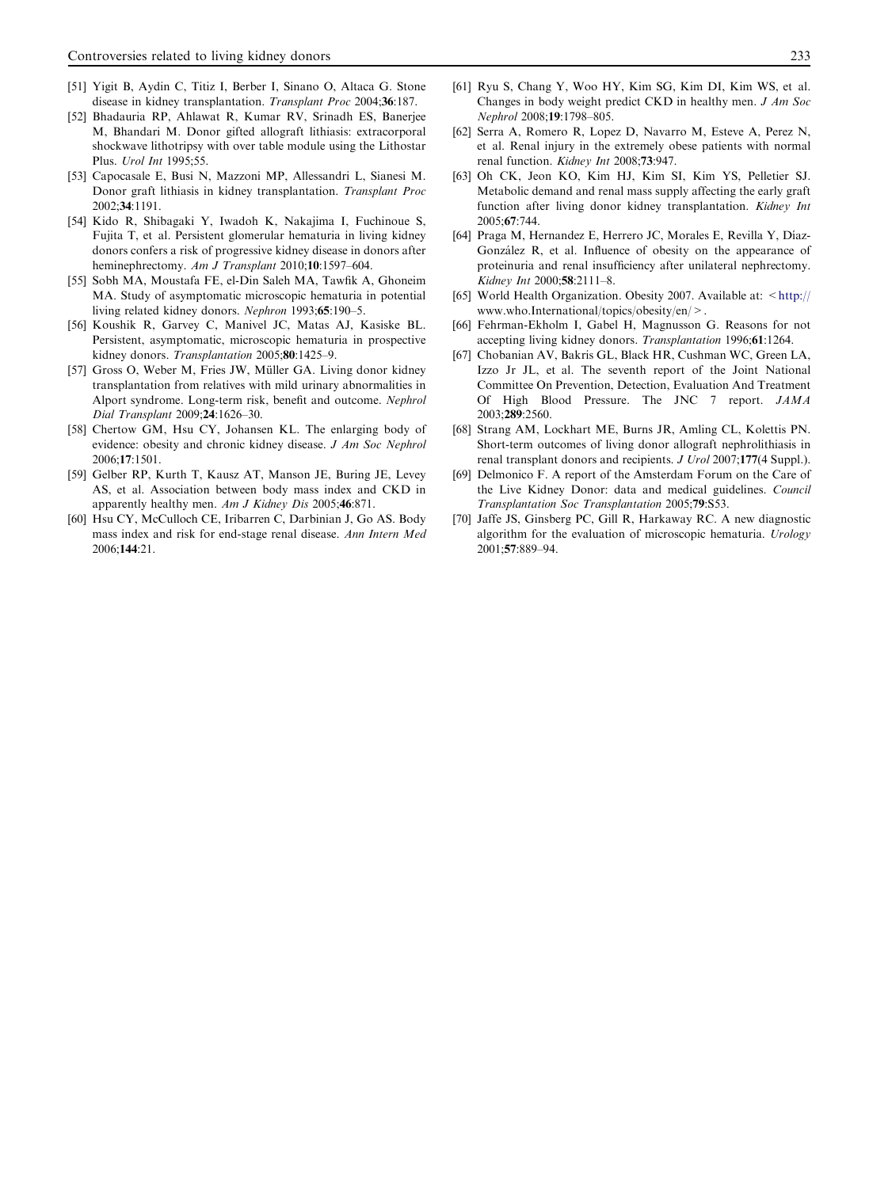[51] Yigit B, Aydin C, Titiz I, Berber I, Sinano O, Altaca G. Stone disease in kidney transplantation. *Transplant Proc* 2004;**36**:187.

[52] Bhadauria RP, Ahlawat R, Kumar RV, Srinadh ES, Banerjee M, Bhandari M. Donor gifted allograft lithiasis: extracorporeal shockwave lithotripsy with over table module using the Lithostar Plus. *Urol Int* 1995;55.

[53] Capocasale E, Busi N, Mazzoni MP, Allessandri L, Sianesi M. Donor graft lithiasis in kidney transplantation. *Transplant Proc* 2002;**34**:1191.

[54] Kido R, Shibagaki Y, Iwadoh K, Nakajima I, Fuchinoue S, Fujita T, et al. Persistent glomerular hematuria in living kidney donors confers a risk of progressive kidney disease in donors after heminephrectomy. *Am J Transplant* 2010;**10**:1597–604.

[55] Sobh MA, Moustafa FE, el-Din Saleh MA, Tawfik A, Ghoneim MA. Study of asymptomatic microscopic hematuria in potential living related kidney donors. *Nephron* 1993;**65**:190–5.

[56] Koushik R, Garvey C, Manivel JC, Matas AJ, Kasiske BL. Persistent, asymptomatic, microscopic hematuria in prospective kidney donors. *Transplantation* 2005;**80**:1425–9.

[57] Gross O, Weber M, Fries JW, Müller GA. Living donor kidney transplantation from relatives with mild urinary abnormalities in Alport syndrome. Long-term risk, benefit and outcome. *Nephrol Dial Transplant* 2009;**24**:1626–30.

[58] Chertow GM, Hsu CY, Johansen KL. The enlarging body of evidence: obesity and chronic kidney disease. *J Am Soc Nephrol* 2006;**17**:1501.

[59] Gelber RP, Kurth T, Kausz AT, Manson JE, Buring JE, Levey AS, et al. Association between body mass index and CKD in apparently healthy men. *Am J Kidney Dis* 2005;**46**:871.

[60] Hsu CY, McCulloch CE, Iribarren C, Darbinian J, Go AS. Body mass index and risk for end-stage renal disease. *Ann Intern Med* 2006;**144**:21.

[61] Ryu S, Chang Y, Woo HY, Kim SG, Kim DI, Kim WS, et al. Changes in body weight predict CKD in healthy men. *J Am Soc Nephrol* 2008;**19**:1798–805.

[62] Serra A, Romero R, Lopez D, Navarro M, Esteve A, Perez N, et al. Renal injury in the extremely obese patients with normal renal function. *Kidney Int* 2008;**73**:947.

[63] Oh CK, Jeon KO, Kim HJ, Kim SI, Kim YS, Pelletier SJ. Metabolic demand and renal mass supply affecting the early graft function after living donor kidney transplantation. *Kidney Int* 2005;**67**:744.

[64] Praga M, Hernandez E, Herrero JC, Morales E, Revilla Y, Díaz-González R, et al. Influence of obesity on the appearance of proteinuria and renal insufficiency after unilateral nephrectomy. *Kidney Int* 2000;**58**:2111–8.

[65] World Health Organization. Obesity 2007. Available at: <http://www.who.International/topics/obesity/en/>.

[66] Fehrman-Ekholm I, Gabel H, Magnusson G. Reasons for not accepting living kidney donors. *Transplantation* 1996;**61**:1264.

[67] Chobanian AV, Bakris GL, Black HR, Cushman WC, Green LA, Izzo Jr JL, et al. The seventh report of the Joint National Committee On Prevention, Detection, Evaluation And Treatment Of High Blood Pressure. The JNC 7 report. *JAMA* 2003;**289**:2560.

[68] Strang AM, Lockhart ME, Burns JR, Amling CL, Kolettis PN. Short-term outcomes of living donor allograft nephrolithiasis in renal transplant donors and recipients. *J Urol* 2007;**177**(4 Suppl.).

[69] Delmonico F. A report of the Amsterdam Forum on the Care of the Live Kidney Donor: data and medical guidelines. *Council Transplantation Soc Transplantation* 2005;**79**:S53.

[70] Jaffe JS, Ginsberg PC, Gill R, Harkaway RC. A new diagnostic algorithm for the evaluation of microscopic hematuria. *Urology* 2001;**57**:889–94.